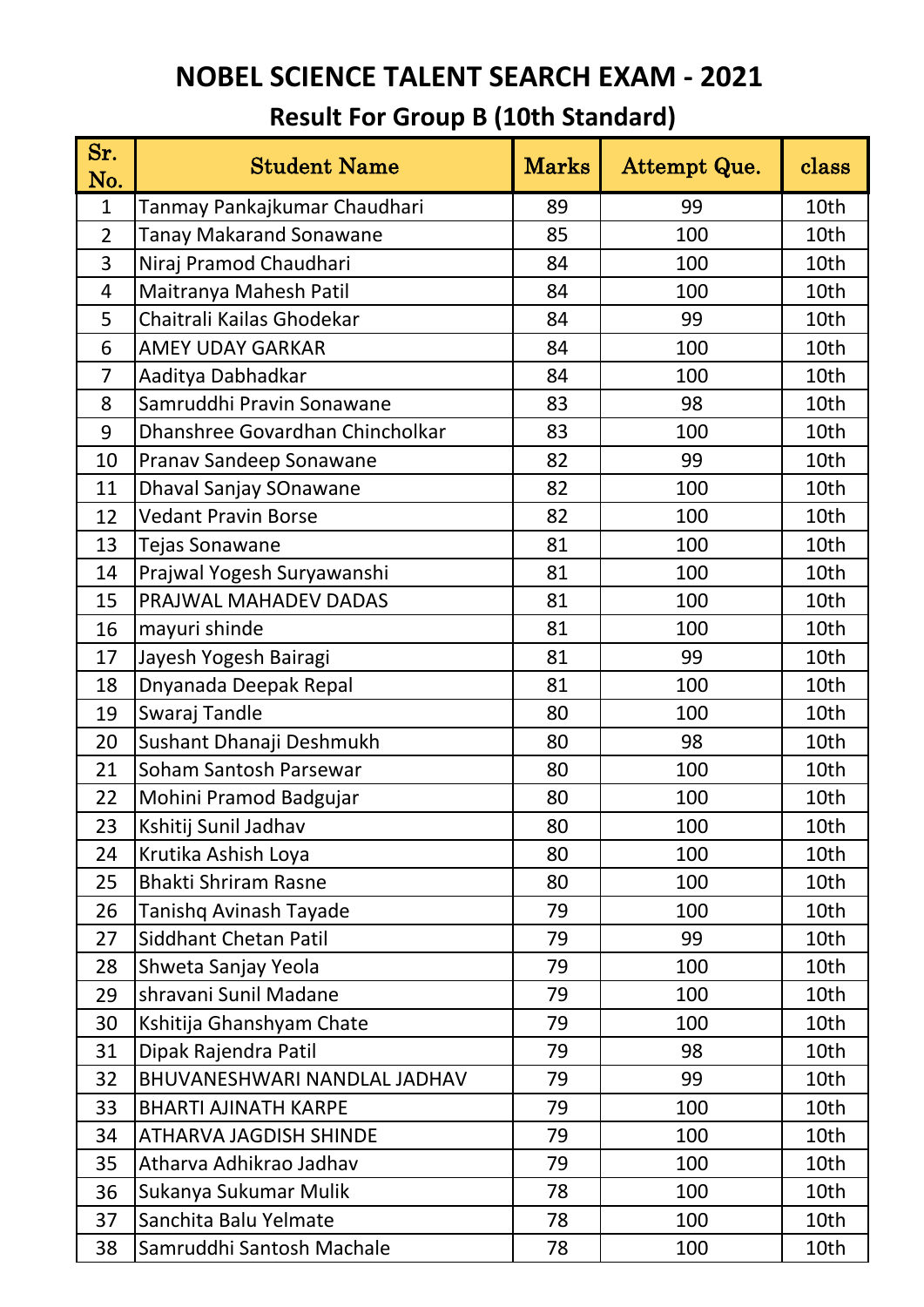# NOBEL SCIENCE TALENT SEARCH EXAM - 2021

## Result For Group B (10th Standard)

| Sr. No. | Student Name | Marks | Attempt Que. | class |
|---|---|---|---|---|
| 1 | Tanmay Pankajkumar Chaudhari | 89 | 99 | 10th |
| 2 | Tanay Makarand Sonawane | 85 | 100 | 10th |
| 3 | Niraj Pramod Chaudhari | 84 | 100 | 10th |
| 4 | Maitranya Mahesh Patil | 84 | 100 | 10th |
| 5 | Chaitrali Kailas Ghodekar | 84 | 99 | 10th |
| 6 | AMEY UDAY GARKAR | 84 | 100 | 10th |
| 7 | Aaditya Dabhadkar | 84 | 100 | 10th |
| 8 | Samruddhi Pravin Sonawane | 83 | 98 | 10th |
| 9 | Dhanshree Govardhan Chincholkar | 83 | 100 | 10th |
| 10 | Pranav Sandeep Sonawane | 82 | 99 | 10th |
| 11 | Dhaval Sanjay SOnawane | 82 | 100 | 10th |
| 12 | Vedant Pravin Borse | 82 | 100 | 10th |
| 13 | Tejas Sonawane | 81 | 100 | 10th |
| 14 | Prajwal Yogesh Suryawanshi | 81 | 100 | 10th |
| 15 | PRAJWAL MAHADEV DADAS | 81 | 100 | 10th |
| 16 | mayuri shinde | 81 | 100 | 10th |
| 17 | Jayesh Yogesh Bairagi | 81 | 99 | 10th |
| 18 | Dnyanada Deepak Repal | 81 | 100 | 10th |
| 19 | Swaraj Tandle | 80 | 100 | 10th |
| 20 | Sushant Dhanaji Deshmukh | 80 | 98 | 10th |
| 21 | Soham Santosh Parsewar | 80 | 100 | 10th |
| 22 | Mohini Pramod Badgujar | 80 | 100 | 10th |
| 23 | Kshitij Sunil Jadhav | 80 | 100 | 10th |
| 24 | Krutika Ashish Loya | 80 | 100 | 10th |
| 25 | Bhakti Shriram Rasne | 80 | 100 | 10th |
| 26 | Tanishq Avinash Tayade | 79 | 100 | 10th |
| 27 | Siddhant Chetan Patil | 79 | 99 | 10th |
| 28 | Shweta Sanjay Yeola | 79 | 100 | 10th |
| 29 | shravani Sunil Madane | 79 | 100 | 10th |
| 30 | Kshitija Ghanshyam Chate | 79 | 100 | 10th |
| 31 | Dipak Rajendra Patil | 79 | 98 | 10th |
| 32 | BHUVANESHWARI NANDLAL JADHAV | 79 | 99 | 10th |
| 33 | BHARTI AJINATH KARPE | 79 | 100 | 10th |
| 34 | ATHARVA JAGDISH SHINDE | 79 | 100 | 10th |
| 35 | Atharva Adhikrao Jadhav | 79 | 100 | 10th |
| 36 | Sukanya Sukumar Mulik | 78 | 100 | 10th |
| 37 | Sanchita Balu Yelmate | 78 | 100 | 10th |
| 38 | Samruddhi Santosh Machale | 78 | 100 | 10th |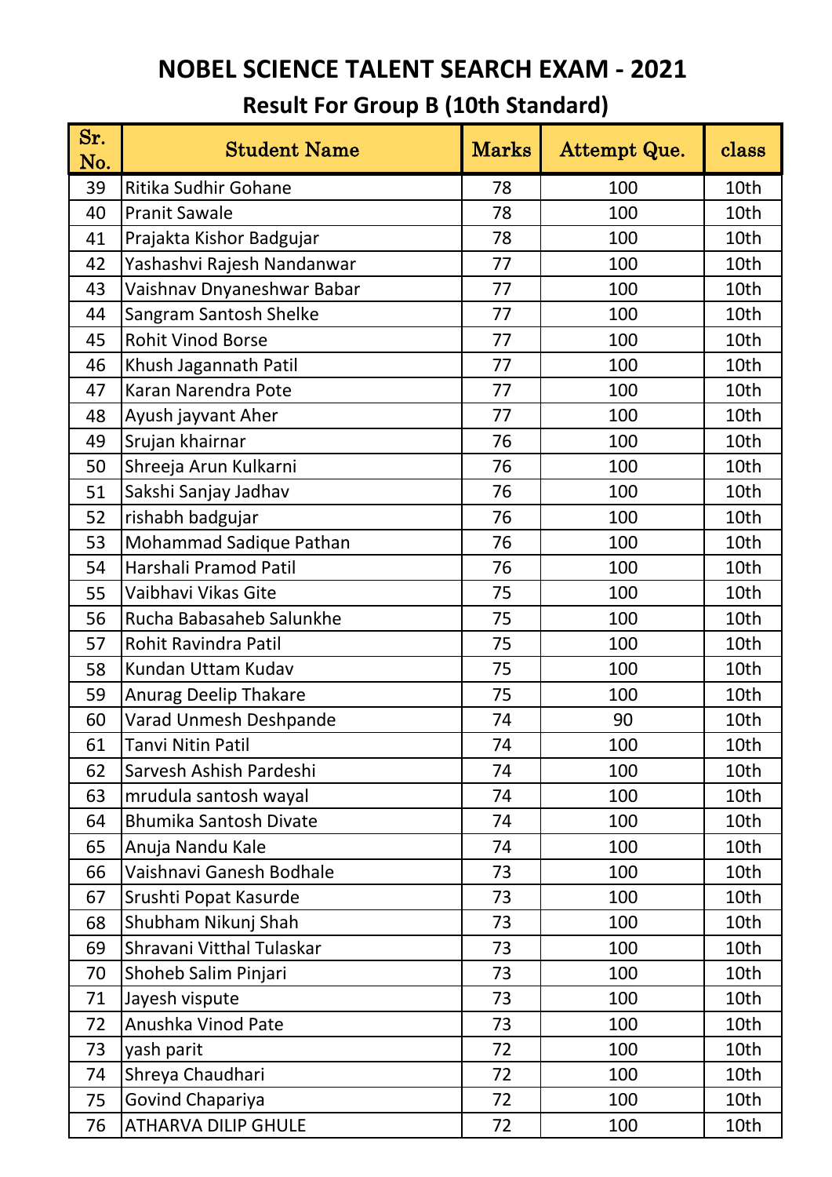# NOBEL SCIENCE TALENT SEARCH EXAM - 2021

## Result For Group B (10th Standard)

| Sr. No. | Student Name | Marks | Attempt Que. | class |
|---|---|---|---|---|
| 39 | Ritika Sudhir Gohane | 78 | 100 | 10th |
| 40 | Pranit Sawale | 78 | 100 | 10th |
| 41 | Prajakta Kishor Badgujar | 78 | 100 | 10th |
| 42 | Yashashvi Rajesh Nandanwar | 77 | 100 | 10th |
| 43 | Vaishnav Dnyaneshwar Babar | 77 | 100 | 10th |
| 44 | Sangram Santosh Shelke | 77 | 100 | 10th |
| 45 | Rohit Vinod Borse | 77 | 100 | 10th |
| 46 | Khush Jagannath Patil | 77 | 100 | 10th |
| 47 | Karan Narendra Pote | 77 | 100 | 10th |
| 48 | Ayush jayvant Aher | 77 | 100 | 10th |
| 49 | Srujan khairnar | 76 | 100 | 10th |
| 50 | Shreeja Arun Kulkarni | 76 | 100 | 10th |
| 51 | Sakshi Sanjay Jadhav | 76 | 100 | 10th |
| 52 | rishabh badgujar | 76 | 100 | 10th |
| 53 | Mohammad Sadique Pathan | 76 | 100 | 10th |
| 54 | Harshali Pramod Patil | 76 | 100 | 10th |
| 55 | Vaibhavi Vikas Gite | 75 | 100 | 10th |
| 56 | Rucha Babasaheb Salunkhe | 75 | 100 | 10th |
| 57 | Rohit Ravindra Patil | 75 | 100 | 10th |
| 58 | Kundan Uttam Kudav | 75 | 100 | 10th |
| 59 | Anurag Deelip Thakare | 75 | 100 | 10th |
| 60 | Varad Unmesh Deshpande | 74 | 90 | 10th |
| 61 | Tanvi Nitin Patil | 74 | 100 | 10th |
| 62 | Sarvesh Ashish Pardeshi | 74 | 100 | 10th |
| 63 | mrudula santosh wayal | 74 | 100 | 10th |
| 64 | Bhumika Santosh Divate | 74 | 100 | 10th |
| 65 | Anuja Nandu Kale | 74 | 100 | 10th |
| 66 | Vaishnavi Ganesh Bodhale | 73 | 100 | 10th |
| 67 | Srushti Popat Kasurde | 73 | 100 | 10th |
| 68 | Shubham Nikunj Shah | 73 | 100 | 10th |
| 69 | Shravani Vitthal Tulaskar | 73 | 100 | 10th |
| 70 | Shoheb Salim Pinjari | 73 | 100 | 10th |
| 71 | Jayesh vispute | 73 | 100 | 10th |
| 72 | Anushka Vinod Pate | 73 | 100 | 10th |
| 73 | yash parit | 72 | 100 | 10th |
| 74 | Shreya Chaudhari | 72 | 100 | 10th |
| 75 | Govind Chapariya | 72 | 100 | 10th |
| 76 | ATHARVA DILIP GHULE | 72 | 100 | 10th |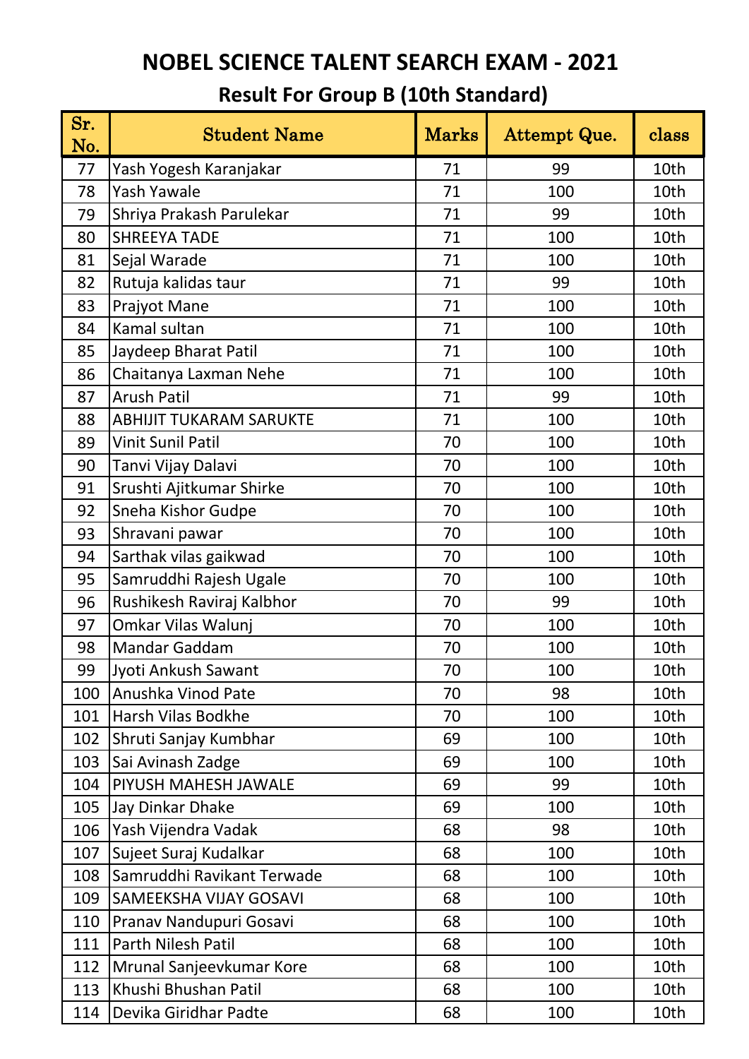# NOBEL SCIENCE TALENT SEARCH EXAM - 2021

## Result For Group B (10th Standard)

| Sr. No. | Student Name | Marks | Attempt Que. | class |
|---|---|---|---|---|
| 77 | Yash Yogesh Karanjakar | 71 | 99 | 10th |
| 78 | Yash Yawale | 71 | 100 | 10th |
| 79 | Shriya Prakash Parulekar | 71 | 99 | 10th |
| 80 | SHREEYA TADE | 71 | 100 | 10th |
| 81 | Sejal Warade | 71 | 100 | 10th |
| 82 | Rutuja kalidas taur | 71 | 99 | 10th |
| 83 | Prajyot Mane | 71 | 100 | 10th |
| 84 | Kamal sultan | 71 | 100 | 10th |
| 85 | Jaydeep Bharat Patil | 71 | 100 | 10th |
| 86 | Chaitanya Laxman Nehe | 71 | 100 | 10th |
| 87 | Arush Patil | 71 | 99 | 10th |
| 88 | ABHIJIT TUKARAM SARUKTE | 71 | 100 | 10th |
| 89 | Vinit Sunil Patil | 70 | 100 | 10th |
| 90 | Tanvi Vijay Dalavi | 70 | 100 | 10th |
| 91 | Srushti Ajitkumar Shirke | 70 | 100 | 10th |
| 92 | Sneha Kishor Gudpe | 70 | 100 | 10th |
| 93 | Shravani pawar | 70 | 100 | 10th |
| 94 | Sarthak vilas gaikwad | 70 | 100 | 10th |
| 95 | Samruddhi Rajesh Ugale | 70 | 100 | 10th |
| 96 | Rushikesh Raviraj Kalbhor | 70 | 99 | 10th |
| 97 | Omkar Vilas Walunj | 70 | 100 | 10th |
| 98 | Mandar Gaddam | 70 | 100 | 10th |
| 99 | Jyoti Ankush Sawant | 70 | 100 | 10th |
| 100 | Anushka Vinod Pate | 70 | 98 | 10th |
| 101 | Harsh Vilas Bodkhe | 70 | 100 | 10th |
| 102 | Shruti Sanjay Kumbhar | 69 | 100 | 10th |
| 103 | Sai Avinash Zadge | 69 | 100 | 10th |
| 104 | PIYUSH MAHESH JAWALE | 69 | 99 | 10th |
| 105 | Jay Dinkar Dhake | 69 | 100 | 10th |
| 106 | Yash Vijendra Vadak | 68 | 98 | 10th |
| 107 | Sujeet Suraj Kudalkar | 68 | 100 | 10th |
| 108 | Samruddhi Ravikant Terwade | 68 | 100 | 10th |
| 109 | SAMEEKSHA VIJAY GOSAVI | 68 | 100 | 10th |
| 110 | Pranav Nandupuri Gosavi | 68 | 100 | 10th |
| 111 | Parth Nilesh Patil | 68 | 100 | 10th |
| 112 | Mrunal Sanjeevkumar Kore | 68 | 100 | 10th |
| 113 | Khushi Bhushan Patil | 68 | 100 | 10th |
| 114 | Devika Giridhar Padte | 68 | 100 | 10th |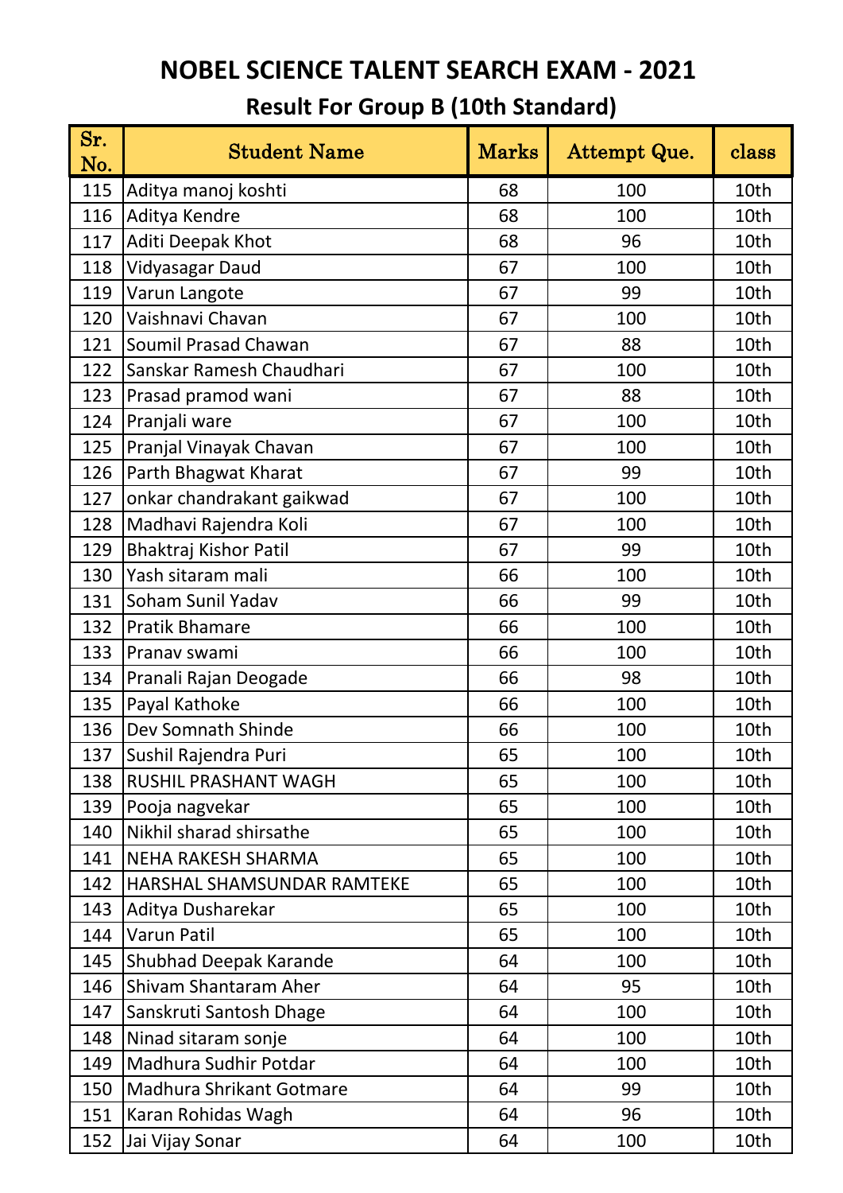# NOBEL SCIENCE TALENT SEARCH EXAM - 2021

## Result For Group B (10th Standard)

| Sr. No. | Student Name | Marks | Attempt Que. | class |
|---|---|---|---|---|
| 115 | Aditya manoj koshti | 68 | 100 | 10th |
| 116 | Aditya Kendre | 68 | 100 | 10th |
| 117 | Aditi Deepak Khot | 68 | 96 | 10th |
| 118 | Vidyasagar Daud | 67 | 100 | 10th |
| 119 | Varun Langote | 67 | 99 | 10th |
| 120 | Vaishnavi Chavan | 67 | 100 | 10th |
| 121 | Soumil Prasad Chawan | 67 | 88 | 10th |
| 122 | Sanskar Ramesh Chaudhari | 67 | 100 | 10th |
| 123 | Prasad pramod wani | 67 | 88 | 10th |
| 124 | Pranjali ware | 67 | 100 | 10th |
| 125 | Pranjal Vinayak Chavan | 67 | 100 | 10th |
| 126 | Parth Bhagwat Kharat | 67 | 99 | 10th |
| 127 | onkar chandrakant gaikwad | 67 | 100 | 10th |
| 128 | Madhavi Rajendra Koli | 67 | 100 | 10th |
| 129 | Bhaktraj Kishor Patil | 67 | 99 | 10th |
| 130 | Yash sitaram mali | 66 | 100 | 10th |
| 131 | Soham Sunil Yadav | 66 | 99 | 10th |
| 132 | Pratik Bhamare | 66 | 100 | 10th |
| 133 | Pranav swami | 66 | 100 | 10th |
| 134 | Pranali Rajan Deogade | 66 | 98 | 10th |
| 135 | Payal Kathoke | 66 | 100 | 10th |
| 136 | Dev Somnath Shinde | 66 | 100 | 10th |
| 137 | Sushil Rajendra Puri | 65 | 100 | 10th |
| 138 | RUSHIL PRASHANT WAGH | 65 | 100 | 10th |
| 139 | Pooja nagvekar | 65 | 100 | 10th |
| 140 | Nikhil sharad shirsathe | 65 | 100 | 10th |
| 141 | NEHA RAKESH SHARMA | 65 | 100 | 10th |
| 142 | HARSHAL SHAMSUNDAR RAMTEKE | 65 | 100 | 10th |
| 143 | Aditya Dusharekar | 65 | 100 | 10th |
| 144 | Varun Patil | 65 | 100 | 10th |
| 145 | Shubhad Deepak Karande | 64 | 100 | 10th |
| 146 | Shivam Shantaram Aher | 64 | 95 | 10th |
| 147 | Sanskruti Santosh Dhage | 64 | 100 | 10th |
| 148 | Ninad sitaram sonje | 64 | 100 | 10th |
| 149 | Madhura Sudhir Potdar | 64 | 100 | 10th |
| 150 | Madhura Shrikant Gotmare | 64 | 99 | 10th |
| 151 | Karan Rohidas Wagh | 64 | 96 | 10th |
| 152 | Jai Vijay Sonar | 64 | 100 | 10th |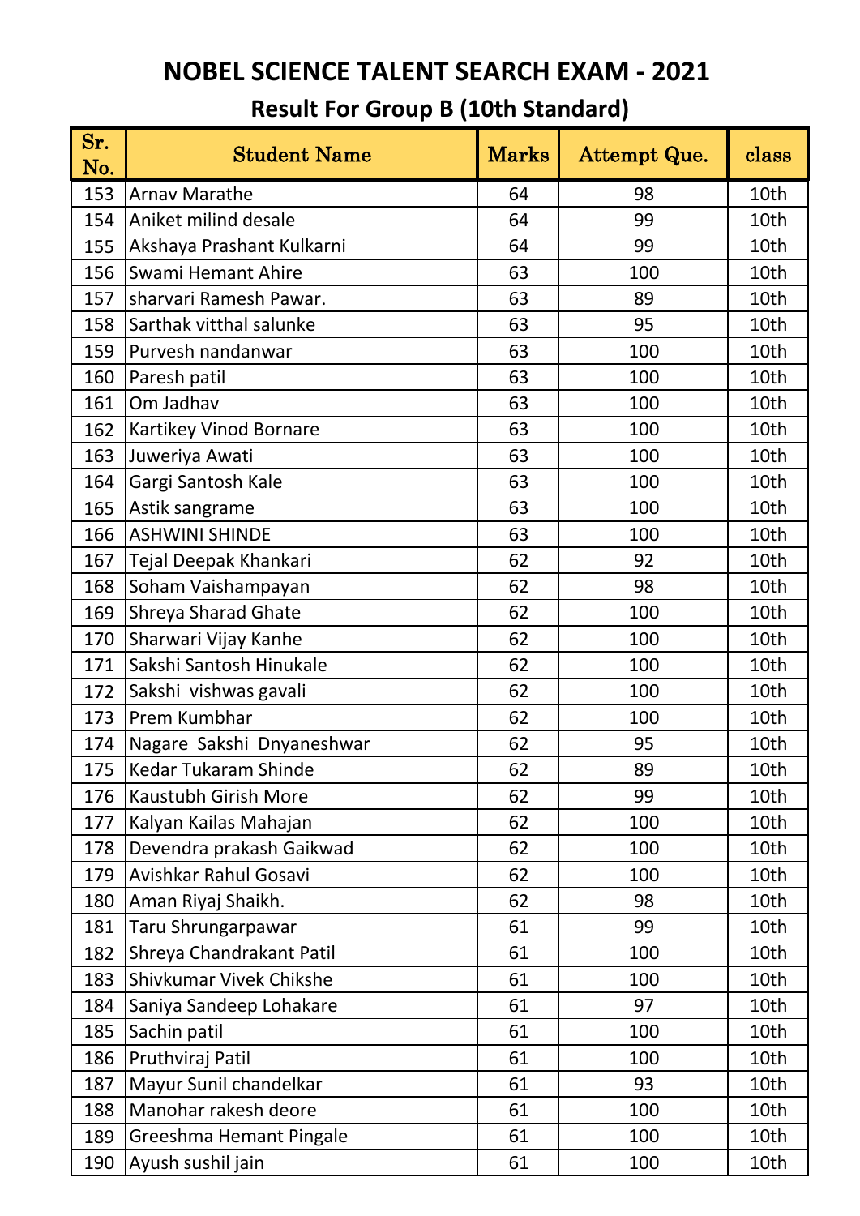# NOBEL SCIENCE TALENT SEARCH EXAM - 2021

## Result For Group B (10th Standard)

| Sr. No. | Student Name | Marks | Attempt Que. | class |
|---|---|---|---|---|
| 153 | Arnav Marathe | 64 | 98 | 10th |
| 154 | Aniket milind desale | 64 | 99 | 10th |
| 155 | Akshaya Prashant Kulkarni | 64 | 99 | 10th |
| 156 | Swami Hemant Ahire | 63 | 100 | 10th |
| 157 | sharvari Ramesh Pawar. | 63 | 89 | 10th |
| 158 | Sarthak vitthal salunke | 63 | 95 | 10th |
| 159 | Purvesh nandanwar | 63 | 100 | 10th |
| 160 | Paresh patil | 63 | 100 | 10th |
| 161 | Om Jadhav | 63 | 100 | 10th |
| 162 | Kartikey Vinod Bornare | 63 | 100 | 10th |
| 163 | Juweriya Awati | 63 | 100 | 10th |
| 164 | Gargi Santosh Kale | 63 | 100 | 10th |
| 165 | Astik sangrame | 63 | 100 | 10th |
| 166 | ASHWINI SHINDE | 63 | 100 | 10th |
| 167 | Tejal Deepak Khankari | 62 | 92 | 10th |
| 168 | Soham Vaishampayan | 62 | 98 | 10th |
| 169 | Shreya Sharad Ghate | 62 | 100 | 10th |
| 170 | Sharwari Vijay Kanhe | 62 | 100 | 10th |
| 171 | Sakshi Santosh Hinukale | 62 | 100 | 10th |
| 172 | Sakshi vishwas gavali | 62 | 100 | 10th |
| 173 | Prem Kumbhar | 62 | 100 | 10th |
| 174 | Nagare Sakshi Dnyaneshwar | 62 | 95 | 10th |
| 175 | Kedar Tukaram Shinde | 62 | 89 | 10th |
| 176 | Kaustubh Girish More | 62 | 99 | 10th |
| 177 | Kalyan Kailas Mahajan | 62 | 100 | 10th |
| 178 | Devendra prakash Gaikwad | 62 | 100 | 10th |
| 179 | Avishkar Rahul Gosavi | 62 | 100 | 10th |
| 180 | Aman Riyaj Shaikh. | 62 | 98 | 10th |
| 181 | Taru Shrungarpawar | 61 | 99 | 10th |
| 182 | Shreya Chandrakant Patil | 61 | 100 | 10th |
| 183 | Shivkumar Vivek Chikshe | 61 | 100 | 10th |
| 184 | Saniya Sandeep Lohakare | 61 | 97 | 10th |
| 185 | Sachin patil | 61 | 100 | 10th |
| 186 | Pruthviraj Patil | 61 | 100 | 10th |
| 187 | Mayur Sunil chandelkar | 61 | 93 | 10th |
| 188 | Manohar rakesh deore | 61 | 100 | 10th |
| 189 | Greeshma Hemant Pingale | 61 | 100 | 10th |
| 190 | Ayush sushil jain | 61 | 100 | 10th |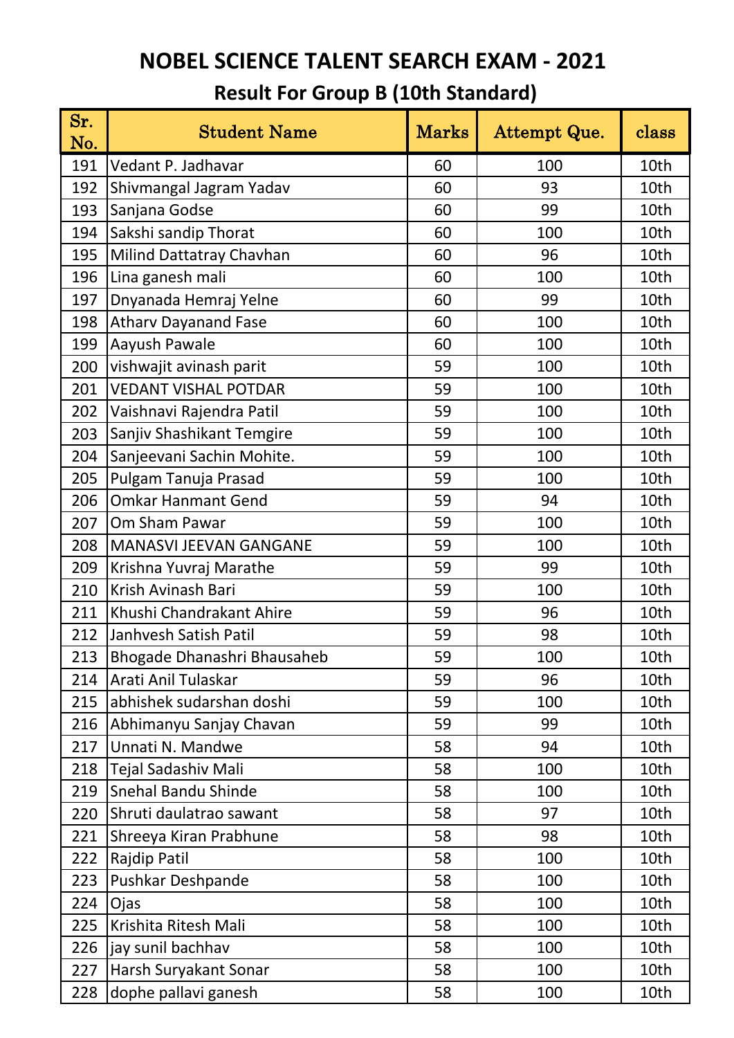# NOBEL SCIENCE TALENT SEARCH EXAM - 2021

## Result For Group B (10th Standard)

| Sr. No. | Student Name | Marks | Attempt Que. | class |
|---|---|---|---|---|
| 191 | Vedant P. Jadhavar | 60 | 100 | 10th |
| 192 | Shivmangal Jagram Yadav | 60 | 93 | 10th |
| 193 | Sanjana Godse | 60 | 99 | 10th |
| 194 | Sakshi sandip Thorat | 60 | 100 | 10th |
| 195 | Milind Dattatray Chavhan | 60 | 96 | 10th |
| 196 | Lina ganesh mali | 60 | 100 | 10th |
| 197 | Dnyanada Hemraj Yelne | 60 | 99 | 10th |
| 198 | Atharv Dayanand Fase | 60 | 100 | 10th |
| 199 | Aayush Pawale | 60 | 100 | 10th |
| 200 | vishwajit avinash parit | 59 | 100 | 10th |
| 201 | VEDANT VISHAL POTDAR | 59 | 100 | 10th |
| 202 | Vaishnavi Rajendra Patil | 59 | 100 | 10th |
| 203 | Sanjiv Shashikant Temgire | 59 | 100 | 10th |
| 204 | Sanjeevani Sachin Mohite. | 59 | 100 | 10th |
| 205 | Pulgam Tanuja Prasad | 59 | 100 | 10th |
| 206 | Omkar Hanmant Gend | 59 | 94 | 10th |
| 207 | Om Sham Pawar | 59 | 100 | 10th |
| 208 | MANASVI JEEVAN GANGANE | 59 | 100 | 10th |
| 209 | Krishna Yuvraj Marathe | 59 | 99 | 10th |
| 210 | Krish Avinash Bari | 59 | 100 | 10th |
| 211 | Khushi Chandrakant Ahire | 59 | 96 | 10th |
| 212 | Janhvesh Satish Patil | 59 | 98 | 10th |
| 213 | Bhogade Dhanashri Bhausaheb | 59 | 100 | 10th |
| 214 | Arati Anil Tulaskar | 59 | 96 | 10th |
| 215 | abhishek sudarshan doshi | 59 | 100 | 10th |
| 216 | Abhimanyu Sanjay Chavan | 59 | 99 | 10th |
| 217 | Unnati N. Mandwe | 58 | 94 | 10th |
| 218 | Tejal Sadashiv Mali | 58 | 100 | 10th |
| 219 | Snehal Bandu Shinde | 58 | 100 | 10th |
| 220 | Shruti daulatrao sawant | 58 | 97 | 10th |
| 221 | Shreeya Kiran Prabhune | 58 | 98 | 10th |
| 222 | Rajdip Patil | 58 | 100 | 10th |
| 223 | Pushkar Deshpande | 58 | 100 | 10th |
| 224 | Ojas | 58 | 100 | 10th |
| 225 | Krishita Ritesh Mali | 58 | 100 | 10th |
| 226 | jay sunil bachhav | 58 | 100 | 10th |
| 227 | Harsh Suryakant Sonar | 58 | 100 | 10th |
| 228 | dophe pallavi ganesh | 58 | 100 | 10th |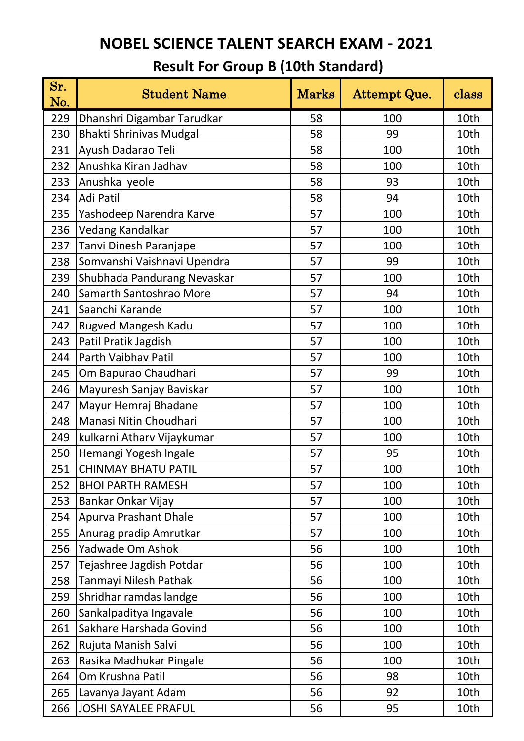# NOBEL SCIENCE TALENT SEARCH EXAM - 2021

## Result For Group B (10th Standard)

| Sr. No. | Student Name | Marks | Attempt Que. | class |
|---|---|---|---|---|
| 229 | Dhanshri Digambar Tarudkar | 58 | 100 | 10th |
| 230 | Bhakti Shrinivas Mudgal | 58 | 99 | 10th |
| 231 | Ayush Dadarao Teli | 58 | 100 | 10th |
| 232 | Anushka Kiran Jadhav | 58 | 100 | 10th |
| 233 | Anushka  yeole | 58 | 93 | 10th |
| 234 | Adi Patil | 58 | 94 | 10th |
| 235 | Yashodeep Narendra Karve | 57 | 100 | 10th |
| 236 | Vedang Kandalkar | 57 | 100 | 10th |
| 237 | Tanvi Dinesh Paranjape | 57 | 100 | 10th |
| 238 | Somvanshi Vaishnavi Upendra | 57 | 99 | 10th |
| 239 | Shubhada Pandurang Nevaskar | 57 | 100 | 10th |
| 240 | Samarth Santoshrao More | 57 | 94 | 10th |
| 241 | Saanchi Karande | 57 | 100 | 10th |
| 242 | Rugved Mangesh Kadu | 57 | 100 | 10th |
| 243 | Patil Pratik Jagdish | 57 | 100 | 10th |
| 244 | Parth Vaibhav Patil | 57 | 100 | 10th |
| 245 | Om Bapurao Chaudhari | 57 | 99 | 10th |
| 246 | Mayuresh Sanjay Baviskar | 57 | 100 | 10th |
| 247 | Mayur Hemraj Bhadane | 57 | 100 | 10th |
| 248 | Manasi Nitin Choudhari | 57 | 100 | 10th |
| 249 | kulkarni Atharv Vijaykumar | 57 | 100 | 10th |
| 250 | Hemangi Yogesh Ingale | 57 | 95 | 10th |
| 251 | CHINMAY BHATU PATIL | 57 | 100 | 10th |
| 252 | BHOI PARTH RAMESH | 57 | 100 | 10th |
| 253 | Bankar Onkar Vijay | 57 | 100 | 10th |
| 254 | Apurva Prashant Dhale | 57 | 100 | 10th |
| 255 | Anurag pradip Amrutkar | 57 | 100 | 10th |
| 256 | Yadwade Om Ashok | 56 | 100 | 10th |
| 257 | Tejashree Jagdish Potdar | 56 | 100 | 10th |
| 258 | Tanmayi Nilesh Pathak | 56 | 100 | 10th |
| 259 | Shridhar ramdas landge | 56 | 100 | 10th |
| 260 | Sankalpaditya Ingavale | 56 | 100 | 10th |
| 261 | Sakhare Harshada Govind | 56 | 100 | 10th |
| 262 | Rujuta Manish Salvi | 56 | 100 | 10th |
| 263 | Rasika Madhukar Pingale | 56 | 100 | 10th |
| 264 | Om Krushna Patil | 56 | 98 | 10th |
| 265 | Lavanya Jayant Adam | 56 | 92 | 10th |
| 266 | JOSHI SAYALEE PRAFUL | 56 | 95 | 10th |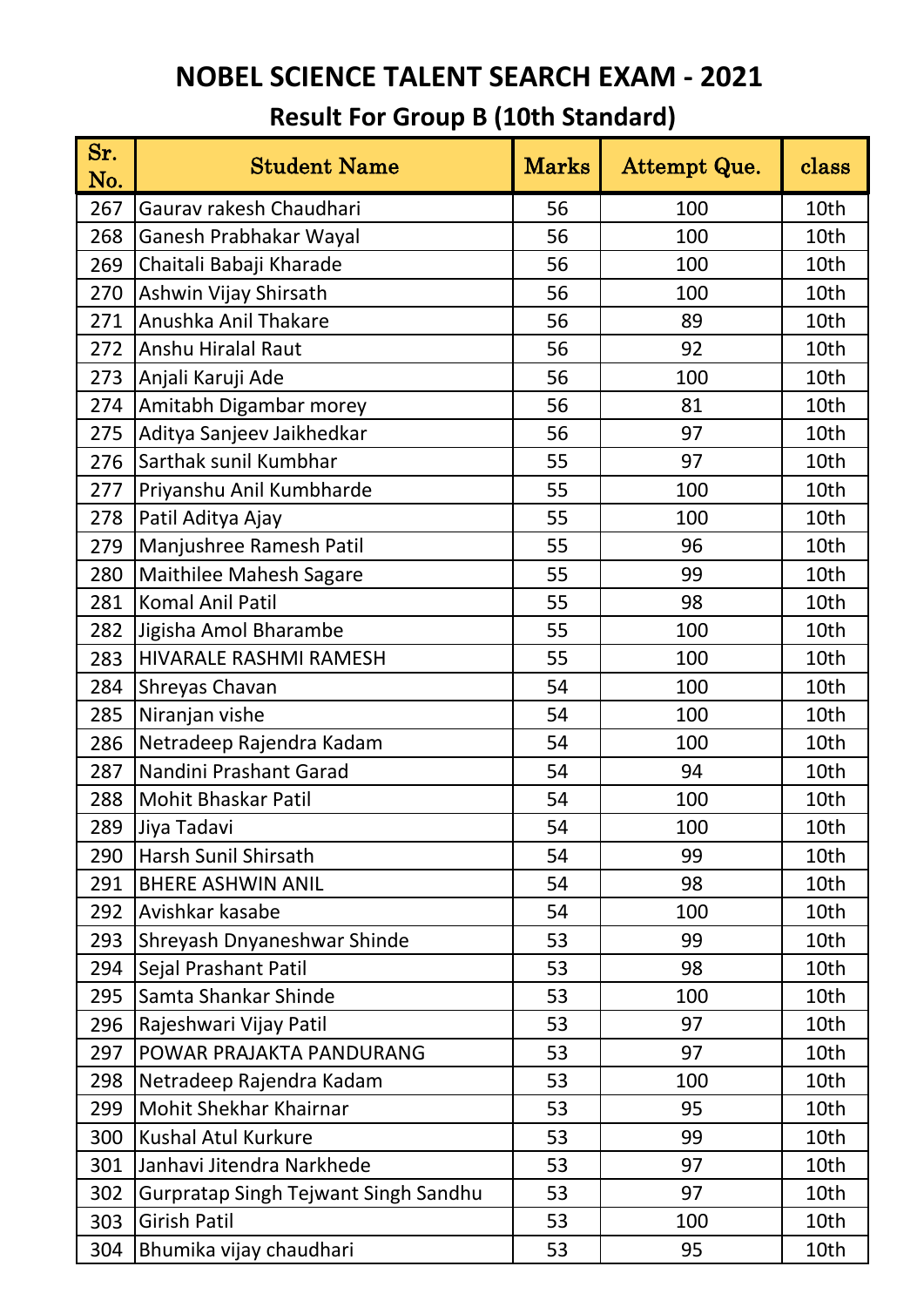# NOBEL SCIENCE TALENT SEARCH EXAM - 2021

## Result For Group B (10th Standard)

| Sr. No. | Student Name | Marks | Attempt Que. | class |
|---|---|---|---|---|
| 267 | Gaurav rakesh Chaudhari | 56 | 100 | 10th |
| 268 | Ganesh Prabhakar Wayal | 56 | 100 | 10th |
| 269 | Chaitali Babaji Kharade | 56 | 100 | 10th |
| 270 | Ashwin Vijay Shirsath | 56 | 100 | 10th |
| 271 | Anushka Anil Thakare | 56 | 89 | 10th |
| 272 | Anshu Hiralal Raut | 56 | 92 | 10th |
| 273 | Anjali Karuji Ade | 56 | 100 | 10th |
| 274 | Amitabh Digambar morey | 56 | 81 | 10th |
| 275 | Aditya Sanjeev Jaikhedkar | 56 | 97 | 10th |
| 276 | Sarthak sunil Kumbhar | 55 | 97 | 10th |
| 277 | Priyanshu Anil Kumbharde | 55 | 100 | 10th |
| 278 | Patil Aditya Ajay | 55 | 100 | 10th |
| 279 | Manjushree Ramesh Patil | 55 | 96 | 10th |
| 280 | Maithilee Mahesh Sagare | 55 | 99 | 10th |
| 281 | Komal Anil Patil | 55 | 98 | 10th |
| 282 | Jigisha Amol Bharambe | 55 | 100 | 10th |
| 283 | HIVARALE RASHMI RAMESH | 55 | 100 | 10th |
| 284 | Shreyas Chavan | 54 | 100 | 10th |
| 285 | Niranjan vishe | 54 | 100 | 10th |
| 286 | Netradeep Rajendra Kadam | 54 | 100 | 10th |
| 287 | Nandini Prashant Garad | 54 | 94 | 10th |
| 288 | Mohit Bhaskar Patil | 54 | 100 | 10th |
| 289 | Jiya Tadavi | 54 | 100 | 10th |
| 290 | Harsh Sunil Shirsath | 54 | 99 | 10th |
| 291 | BHERE ASHWIN ANIL | 54 | 98 | 10th |
| 292 | Avishkar kasabe | 54 | 100 | 10th |
| 293 | Shreyash Dnyaneshwar Shinde | 53 | 99 | 10th |
| 294 | Sejal Prashant Patil | 53 | 98 | 10th |
| 295 | Samta Shankar Shinde | 53 | 100 | 10th |
| 296 | Rajeshwari Vijay Patil | 53 | 97 | 10th |
| 297 | POWAR PRAJAKTA PANDURANG | 53 | 97 | 10th |
| 298 | Netradeep Rajendra Kadam | 53 | 100 | 10th |
| 299 | Mohit Shekhar Khairnar | 53 | 95 | 10th |
| 300 | Kushal Atul Kurkure | 53 | 99 | 10th |
| 301 | Janhavi Jitendra Narkhede | 53 | 97 | 10th |
| 302 | Gurpratap Singh Tejwant Singh Sandhu | 53 | 97 | 10th |
| 303 | Girish Patil | 53 | 100 | 10th |
| 304 | Bhumika vijay chaudhari | 53 | 95 | 10th |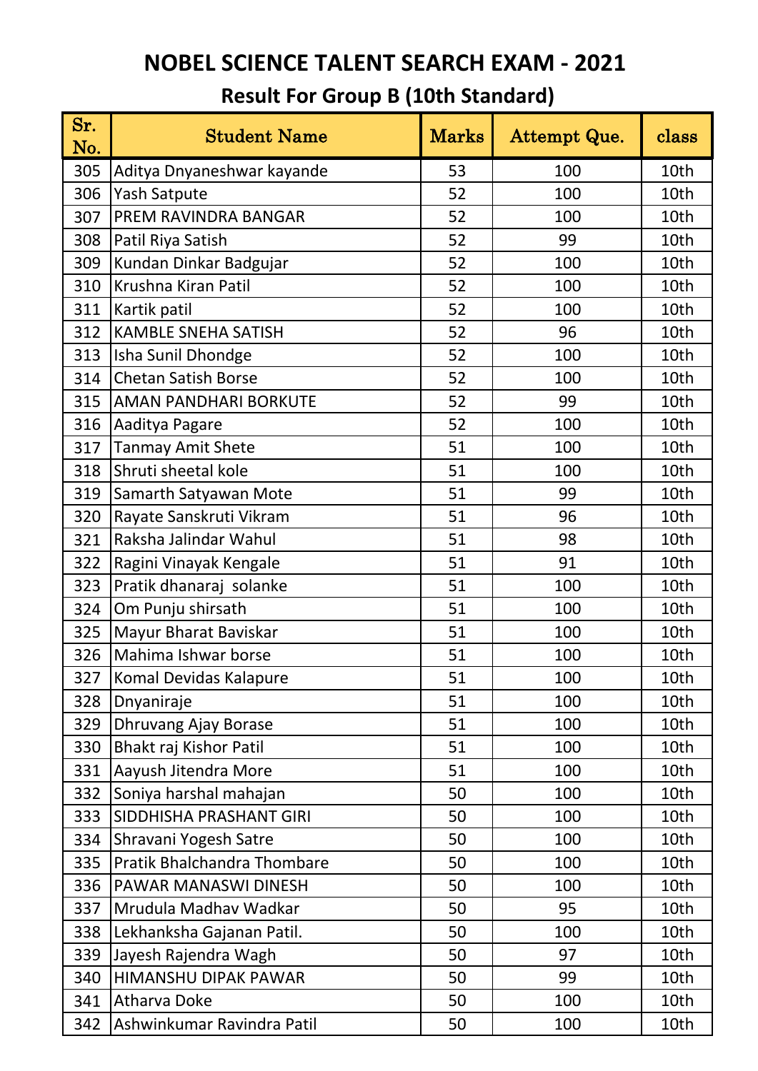# NOBEL SCIENCE TALENT SEARCH EXAM - 2021

## Result For Group B (10th Standard)

| Sr. No. | Student Name | Marks | Attempt Que. | class |
|---|---|---|---|---|
| 305 | Aditya Dnyaneshwar kayande | 53 | 100 | 10th |
| 306 | Yash Satpute | 52 | 100 | 10th |
| 307 | PREM RAVINDRA BANGAR | 52 | 100 | 10th |
| 308 | Patil Riya Satish | 52 | 99 | 10th |
| 309 | Kundan Dinkar Badgujar | 52 | 100 | 10th |
| 310 | Krushna Kiran Patil | 52 | 100 | 10th |
| 311 | Kartik patil | 52 | 100 | 10th |
| 312 | KAMBLE SNEHA SATISH | 52 | 96 | 10th |
| 313 | Isha Sunil Dhondge | 52 | 100 | 10th |
| 314 | Chetan Satish Borse | 52 | 100 | 10th |
| 315 | AMAN PANDHARI BORKUTE | 52 | 99 | 10th |
| 316 | Aaditya Pagare | 52 | 100 | 10th |
| 317 | Tanmay Amit Shete | 51 | 100 | 10th |
| 318 | Shruti sheetal kole | 51 | 100 | 10th |
| 319 | Samarth Satyawan Mote | 51 | 99 | 10th |
| 320 | Rayate Sanskruti Vikram | 51 | 96 | 10th |
| 321 | Raksha Jalindar Wahul | 51 | 98 | 10th |
| 322 | Ragini Vinayak Kengale | 51 | 91 | 10th |
| 323 | Pratik dhanaraj solanke | 51 | 100 | 10th |
| 324 | Om Punju shirsath | 51 | 100 | 10th |
| 325 | Mayur Bharat Baviskar | 51 | 100 | 10th |
| 326 | Mahima Ishwar borse | 51 | 100 | 10th |
| 327 | Komal Devidas Kalapure | 51 | 100 | 10th |
| 328 | Dnyaniraje | 51 | 100 | 10th |
| 329 | Dhruvang Ajay Borase | 51 | 100 | 10th |
| 330 | Bhakt raj Kishor Patil | 51 | 100 | 10th |
| 331 | Aayush Jitendra More | 51 | 100 | 10th |
| 332 | Soniya harshal mahajan | 50 | 100 | 10th |
| 333 | SIDDHISHA PRASHANT GIRI | 50 | 100 | 10th |
| 334 | Shravani Yogesh Satre | 50 | 100 | 10th |
| 335 | Pratik Bhalchandra Thombare | 50 | 100 | 10th |
| 336 | PAWAR MANASWI DINESH | 50 | 100 | 10th |
| 337 | Mrudula Madhav Wadkar | 50 | 95 | 10th |
| 338 | Lekhanksha Gajanan Patil. | 50 | 100 | 10th |
| 339 | Jayesh Rajendra Wagh | 50 | 97 | 10th |
| 340 | HIMANSHU DIPAK PAWAR | 50 | 99 | 10th |
| 341 | Atharva Doke | 50 | 100 | 10th |
| 342 | Ashwinkumar Ravindra Patil | 50 | 100 | 10th |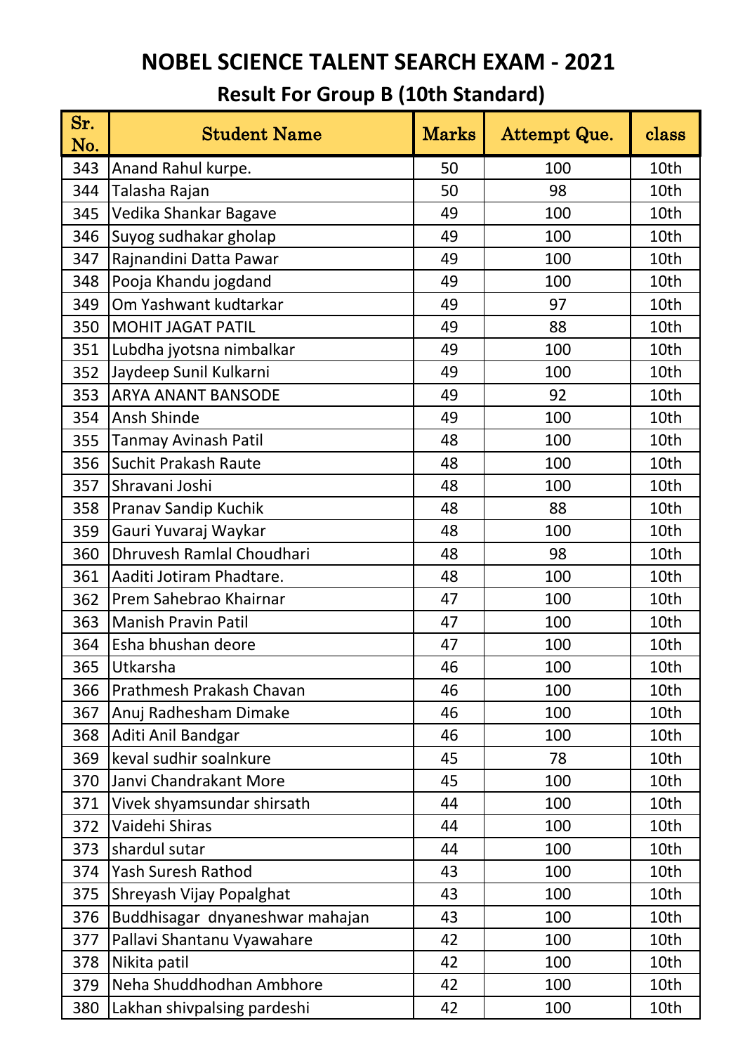# NOBEL SCIENCE TALENT SEARCH EXAM - 2021

## Result For Group B (10th Standard)

| Sr. No. | Student Name | Marks | Attempt Que. | class |
|---|---|---|---|---|
| 343 | Anand Rahul kurpe. | 50 | 100 | 10th |
| 344 | Talasha Rajan | 50 | 98 | 10th |
| 345 | Vedika Shankar Bagave | 49 | 100 | 10th |
| 346 | Suyog sudhakar gholap | 49 | 100 | 10th |
| 347 | Rajnandini Datta Pawar | 49 | 100 | 10th |
| 348 | Pooja Khandu jogdand | 49 | 100 | 10th |
| 349 | Om Yashwant kudtarkar | 49 | 97 | 10th |
| 350 | MOHIT JAGAT PATIL | 49 | 88 | 10th |
| 351 | Lubdha jyotsna nimbalkar | 49 | 100 | 10th |
| 352 | Jaydeep Sunil Kulkarni | 49 | 100 | 10th |
| 353 | ARYA ANANT BANSODE | 49 | 92 | 10th |
| 354 | Ansh Shinde | 49 | 100 | 10th |
| 355 | Tanmay Avinash Patil | 48 | 100 | 10th |
| 356 | Suchit Prakash Raute | 48 | 100 | 10th |
| 357 | Shravani Joshi | 48 | 100 | 10th |
| 358 | Pranav Sandip Kuchik | 48 | 88 | 10th |
| 359 | Gauri Yuvaraj Waykar | 48 | 100 | 10th |
| 360 | Dhruvesh Ramlal Choudhari | 48 | 98 | 10th |
| 361 | Aaditi Jotiram Phadtare. | 48 | 100 | 10th |
| 362 | Prem Sahebrao Khairnar | 47 | 100 | 10th |
| 363 | Manish Pravin Patil | 47 | 100 | 10th |
| 364 | Esha bhushan deore | 47 | 100 | 10th |
| 365 | Utkarsha | 46 | 100 | 10th |
| 366 | Prathmesh Prakash Chavan | 46 | 100 | 10th |
| 367 | Anuj Radhesham Dimake | 46 | 100 | 10th |
| 368 | Aditi Anil Bandgar | 46 | 100 | 10th |
| 369 | keval sudhir soalnkure | 45 | 78 | 10th |
| 370 | Janvi Chandrakant More | 45 | 100 | 10th |
| 371 | Vivek shyamsundar shirsath | 44 | 100 | 10th |
| 372 | Vaidehi Shiras | 44 | 100 | 10th |
| 373 | shardul sutar | 44 | 100 | 10th |
| 374 | Yash Suresh Rathod | 43 | 100 | 10th |
| 375 | Shreyash Vijay Popalghat | 43 | 100 | 10th |
| 376 | Buddhisagar dnyaneshwar mahajan | 43 | 100 | 10th |
| 377 | Pallavi Shantanu Vyawahare | 42 | 100 | 10th |
| 378 | Nikita patil | 42 | 100 | 10th |
| 379 | Neha Shuddhodhan Ambhore | 42 | 100 | 10th |
| 380 | Lakhan shivpalsing pardeshi | 42 | 100 | 10th |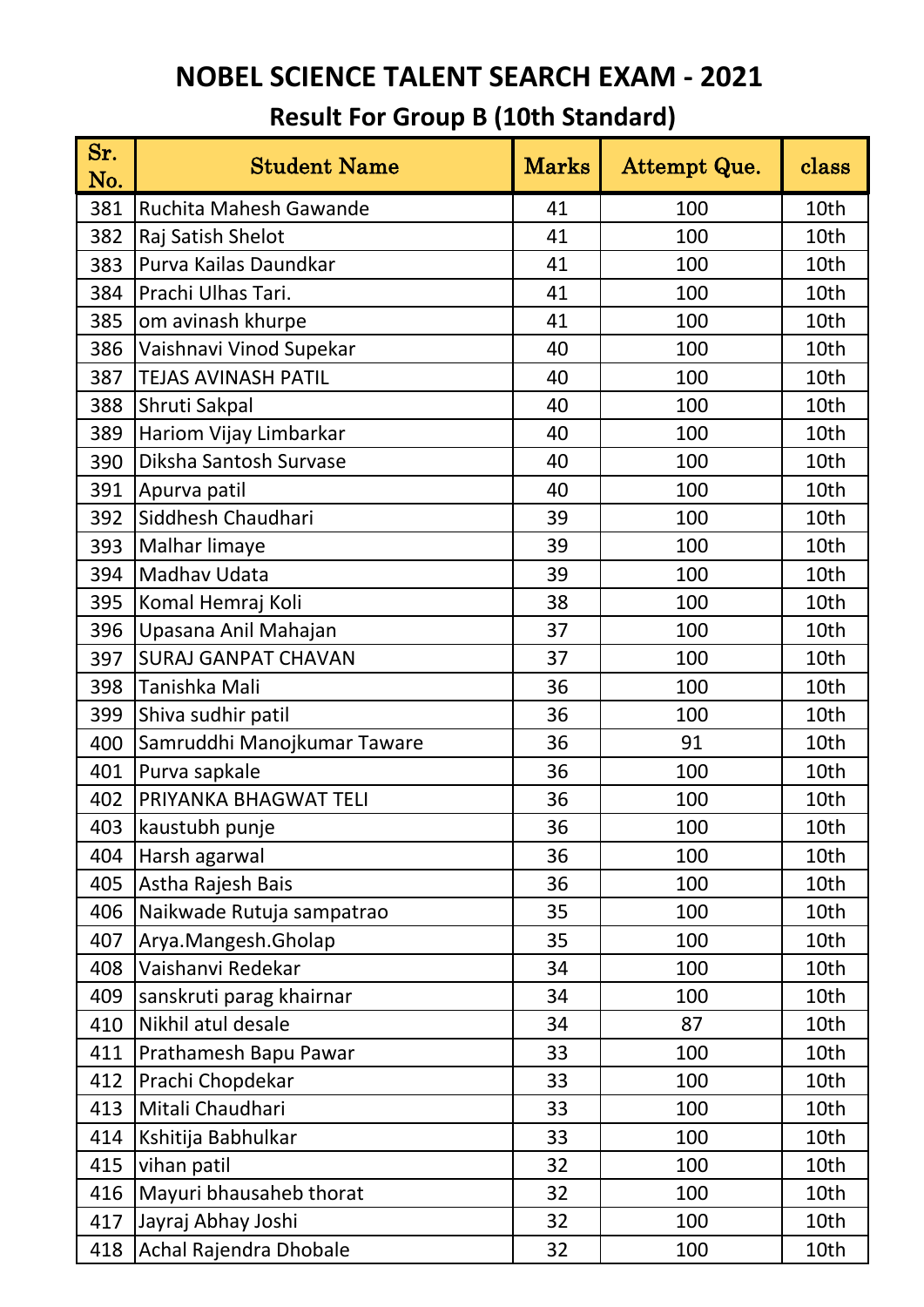# NOBEL SCIENCE TALENT SEARCH EXAM - 2021

## Result For Group B (10th Standard)

| Sr. No. | Student Name | Marks | Attempt Que. | class |
|---|---|---|---|---|
| 381 | Ruchita Mahesh Gawande | 41 | 100 | 10th |
| 382 | Raj Satish Shelot | 41 | 100 | 10th |
| 383 | Purva Kailas Daundkar | 41 | 100 | 10th |
| 384 | Prachi Ulhas Tari. | 41 | 100 | 10th |
| 385 | om avinash khurpe | 41 | 100 | 10th |
| 386 | Vaishnavi Vinod Supekar | 40 | 100 | 10th |
| 387 | TEJAS AVINASH PATIL | 40 | 100 | 10th |
| 388 | Shruti Sakpal | 40 | 100 | 10th |
| 389 | Hariom Vijay Limbarkar | 40 | 100 | 10th |
| 390 | Diksha Santosh Survase | 40 | 100 | 10th |
| 391 | Apurva patil | 40 | 100 | 10th |
| 392 | Siddhesh Chaudhari | 39 | 100 | 10th |
| 393 | Malhar limaye | 39 | 100 | 10th |
| 394 | Madhav Udata | 39 | 100 | 10th |
| 395 | Komal Hemraj Koli | 38 | 100 | 10th |
| 396 | Upasana Anil Mahajan | 37 | 100 | 10th |
| 397 | SURAJ GANPAT CHAVAN | 37 | 100 | 10th |
| 398 | Tanishka Mali | 36 | 100 | 10th |
| 399 | Shiva sudhir patil | 36 | 100 | 10th |
| 400 | Samruddhi Manojkumar Taware | 36 | 91 | 10th |
| 401 | Purva sapkale | 36 | 100 | 10th |
| 402 | PRIYANKA BHAGWAT TELI | 36 | 100 | 10th |
| 403 | kaustubh punje | 36 | 100 | 10th |
| 404 | Harsh agarwal | 36 | 100 | 10th |
| 405 | Astha Rajesh Bais | 36 | 100 | 10th |
| 406 | Naikwade Rutuja sampatrao | 35 | 100 | 10th |
| 407 | Arya.Mangesh.Gholap | 35 | 100 | 10th |
| 408 | Vaishanvi Redekar | 34 | 100 | 10th |
| 409 | sanskruti parag khairnar | 34 | 100 | 10th |
| 410 | Nikhil atul desale | 34 | 87 | 10th |
| 411 | Prathamesh Bapu Pawar | 33 | 100 | 10th |
| 412 | Prachi Chopdekar | 33 | 100 | 10th |
| 413 | Mitali Chaudhari | 33 | 100 | 10th |
| 414 | Kshitija Babhulkar | 33 | 100 | 10th |
| 415 | vihan patil | 32 | 100 | 10th |
| 416 | Mayuri bhausaheb thorat | 32 | 100 | 10th |
| 417 | Jayraj Abhay Joshi | 32 | 100 | 10th |
| 418 | Achal Rajendra Dhobale | 32 | 100 | 10th |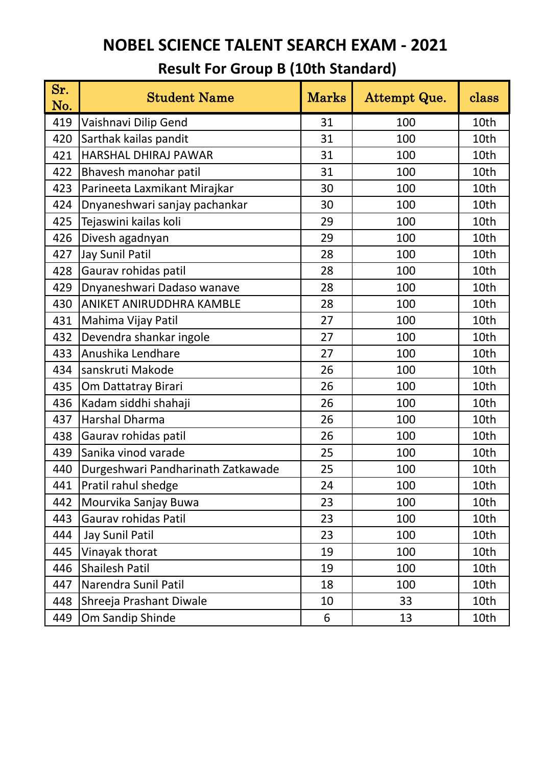# NOBEL SCIENCE TALENT SEARCH EXAM - 2021

## Result For Group B (10th Standard)

| Sr. No. | Student Name | Marks | Attempt Que. | class |
|---|---|---|---|---|
| 419 | Vaishnavi Dilip Gend | 31 | 100 | 10th |
| 420 | Sarthak kailas pandit | 31 | 100 | 10th |
| 421 | HARSHAL DHIRAJ PAWAR | 31 | 100 | 10th |
| 422 | Bhavesh manohar patil | 31 | 100 | 10th |
| 423 | Parineeta Laxmikant Mirajkar | 30 | 100 | 10th |
| 424 | Dnyaneshwari sanjay pachankar | 30 | 100 | 10th |
| 425 | Tejaswini kailas koli | 29 | 100 | 10th |
| 426 | Divesh agadnyan | 29 | 100 | 10th |
| 427 | Jay Sunil Patil | 28 | 100 | 10th |
| 428 | Gaurav rohidas patil | 28 | 100 | 10th |
| 429 | Dnyaneshwari Dadaso wanave | 28 | 100 | 10th |
| 430 | ANIKET ANIRUDDHRA KAMBLE | 28 | 100 | 10th |
| 431 | Mahima Vijay Patil | 27 | 100 | 10th |
| 432 | Devendra shankar ingole | 27 | 100 | 10th |
| 433 | Anushika Lendhare | 27 | 100 | 10th |
| 434 | sanskruti Makode | 26 | 100 | 10th |
| 435 | Om Dattatray Birari | 26 | 100 | 10th |
| 436 | Kadam siddhi shahaji | 26 | 100 | 10th |
| 437 | Harshal Dharma | 26 | 100 | 10th |
| 438 | Gaurav rohidas patil | 26 | 100 | 10th |
| 439 | Sanika vinod varade | 25 | 100 | 10th |
| 440 | Durgeshwari Pandharinath Zatkawade | 25 | 100 | 10th |
| 441 | Pratil rahul shedge | 24 | 100 | 10th |
| 442 | Mourvika Sanjay Buwa | 23 | 100 | 10th |
| 443 | Gaurav rohidas Patil | 23 | 100 | 10th |
| 444 | Jay Sunil Patil | 23 | 100 | 10th |
| 445 | Vinayak thorat | 19 | 100 | 10th |
| 446 | Shailesh Patil | 19 | 100 | 10th |
| 447 | Narendra Sunil Patil | 18 | 100 | 10th |
| 448 | Shreeja Prashant Diwale | 10 | 33 | 10th |
| 449 | Om Sandip Shinde | 6 | 13 | 10th |